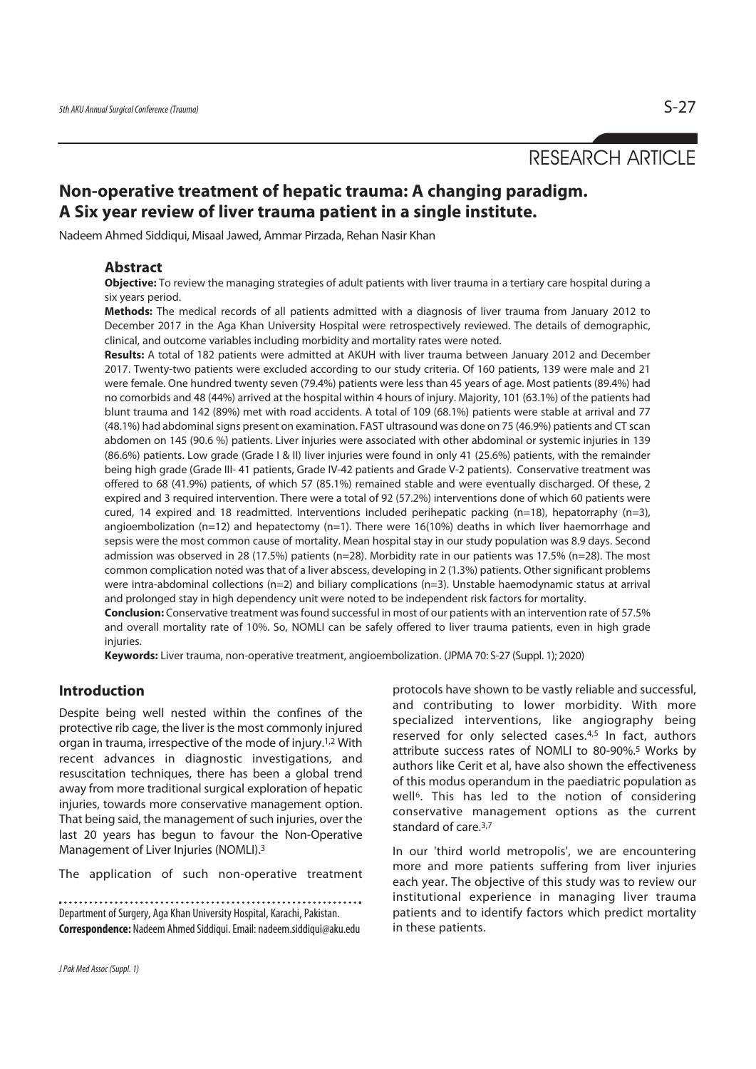RESEARCH ARTICLE

# Non-operative treatment of hepatic trauma: A changing paradigm. A Six year review of liver trauma patient in a single institute.

Nadeem Ahmed Siddiqui, Misaal Jawed, Ammar Pirzada, Rehan Nasir Khan

## Abstract

**Objective:** To review the managing strategies of adult patients with liver trauma in a tertiary care hospital during a six years period.

**Methods:** The medical records of all patients admitted with a diagnosis of liver trauma from January 2012 to December 2017 in the Aga Khan University Hospital were retrospectively reviewed. The details of demographic, clinical, and outcome variables including morbidity and mortality rates were noted.

**Results:** A total of 182 patients were admitted at AKUH with liver trauma between January 2012 and December 2017. Twenty-two patients were excluded according to our study criteria. Of 160 patients, 139 were male and 21 were female. One hundred twenty seven (79.4%) patients were less than 45 years of age. Most patients (89.4%) had no comorbids and 48 (44%) arrived at the hospital within 4 hours of injury. Majority, 101 (63.1%) of the patients had blunt trauma and 142 (89%) met with road accidents. A total of 109 (68.1%) patients were stable at arrival and 77 (48.1%) had abdominal signs present on examination. FAST ultrasound was done on 75 (46.9%) patients and CT scan abdomen on 145 (90.6 %) patients. Liver injuries were associated with other abdominal or systemic injuries in 139 (86.6%) patients. Low grade (Grade I & II) liver injuries were found in only 41 (25.6%) patients, with the remainder being high grade (Grade III- 41 patients, Grade IV-42 patients and Grade V-2 patients). Conservative treatment was offered to 68 (41.9%) patients, of which 57 (85.1%) remained stable and were eventually discharged. Of these, 2 expired and 3 required intervention. There were a total of 92 (57.2%) interventions done of which 60 patients were cured, 14 expired and 18 readmitted. Interventions included perihepatic packing (n=18), hepatorraphy (n=3), angioembolization (n=12) and hepatectomy (n=1). There were 16(10%) deaths in which liver haemorrhage and sepsis were the most common cause of mortality. Mean hospital stay in our study population was 8.9 days. Second admission was observed in 28 (17.5%) patients (n=28). Morbidity rate in our patients was 17.5% (n=28). The most common complication noted was that of a liver abscess, developing in 2 (1.3%) patients. Other significant problems were intra-abdominal collections (n=2) and biliary complications (n=3). Unstable haemodynamic status at arrival and prolonged stay in high dependency unit were noted to be independent risk factors for mortality.

**Conclusion:** Conservative treatment was found successful in most of our patients with an intervention rate of 57.5% and overall mortality rate of 10%. So, NOMLI can be safely offered to liver trauma patients, even in high grade injuries.

**Keywords:** Liver trauma, non-operative treatment, angioembolization. (JPMA 70: S-27 (Suppl. 1); 2020)

## Introduction

Despite being well nested within the confines of the protective rib cage, the liver is the most commonly injured organ in trauma, irrespective of the mode of injury.[1,2] With recent advances in diagnostic investigations, and resuscitation techniques, there has been a global trend away from more traditional surgical exploration of hepatic injuries, towards more conservative management option. That being said, the management of such injuries, over the last 20 years has begun to favour the Non-Operative Management of Liver Injuries (NOMLI).[3]

The application of such non-operative treatment protocols have shown to be vastly reliable and successful, and contributing to lower morbidity. With more specialized interventions, like angiography being reserved for only selected cases.[4,5] In fact, authors attribute success rates of NOMLI to 80-90%.[5] Works by authors like Cerit et al, have also shown the effectiveness of this modus operandum in the paediatric population as well[6]. This has led to the notion of considering conservative management options as the current standard of care.[3,7]

In our 'third world metropolis', we are encountering more and more patients suffering from liver injuries each year. The objective of this study was to review our institutional experience in managing liver trauma patients and to identify factors which predict mortality in these patients.

Department of Surgery, Aga Khan University Hospital, Karachi, Pakistan.

**Correspondence:** Nadeem Ahmed Siddiqui. Email: nadeem.siddiqui@aku.edu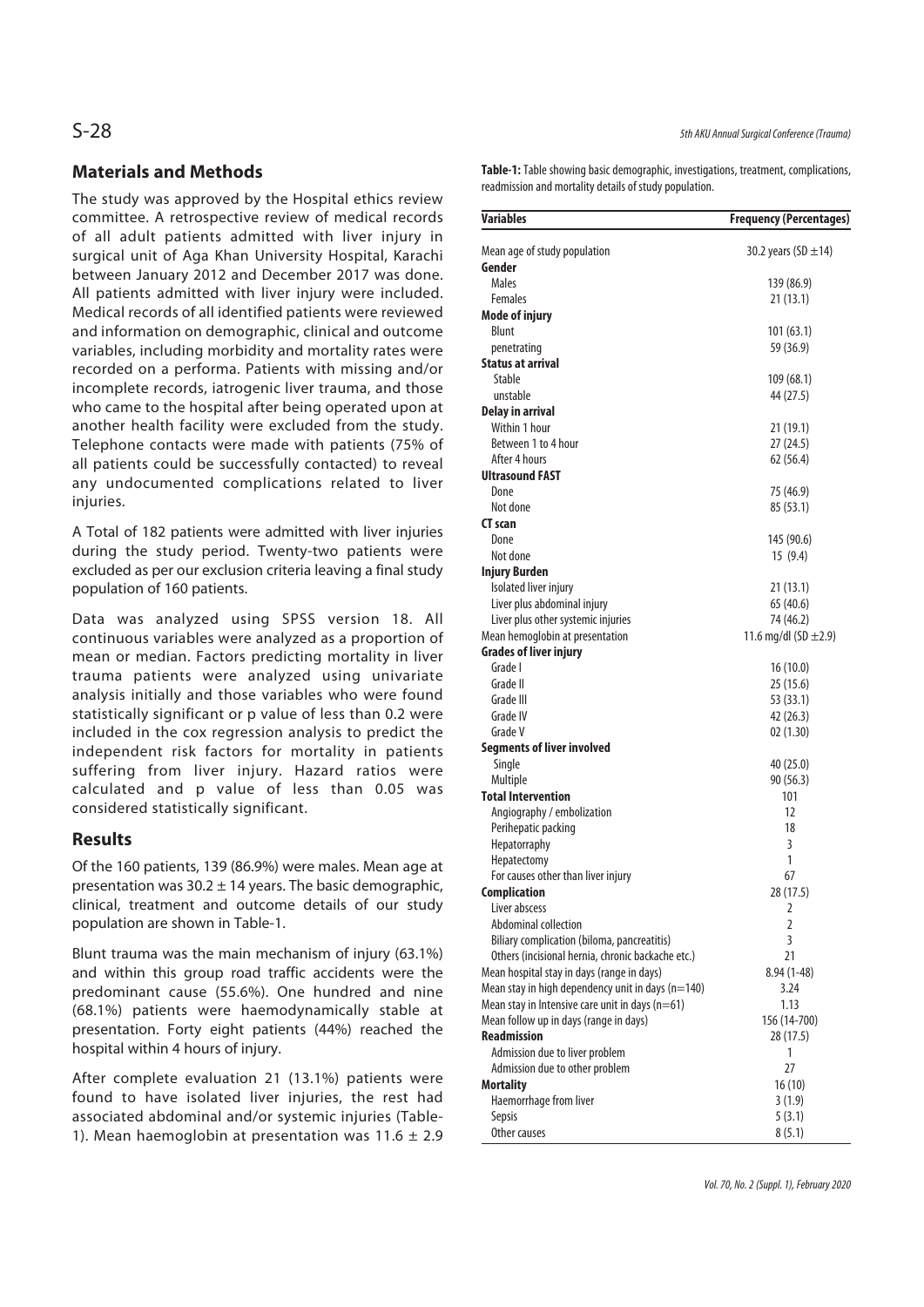## Materials and Methods

The study was approved by the Hospital ethics review committee. A retrospective review of medical records of all adult patients admitted with liver injury in surgical unit of Aga Khan University Hospital, Karachi between January 2012 and December 2017 was done. All patients admitted with liver injury were included. Medical records of all identified patients were reviewed and information on demographic, clinical and outcome variables, including morbidity and mortality rates were recorded on a performa. Patients with missing and/or incomplete records, iatrogenic liver trauma, and those who came to the hospital after being operated upon at another health facility were excluded from the study. Telephone contacts were made with patients (75% of all patients could be successfully contacted) to reveal any undocumented complications related to liver injuries.

A Total of 182 patients were admitted with liver injuries during the study period. Twenty-two patients were excluded as per our exclusion criteria leaving a final study population of 160 patients.

Data was analyzed using SPSS version 18. All continuous variables were analyzed as a proportion of mean or median. Factors predicting mortality in liver trauma patients were analyzed using univariate analysis initially and those variables who were found statistically significant or p value of less than 0.2 were included in the cox regression analysis to predict the independent risk factors for mortality in patients suffering from liver injury. Hazard ratios were calculated and p value of less than 0.05 was considered statistically significant.

## Results

Of the 160 patients, 139 (86.9%) were males. Mean age at presentation was 30.2 ± 14 years. The basic demographic, clinical, treatment and outcome details of our study population are shown in Table-1.

Blunt trauma was the main mechanism of injury (63.1%) and within this group road traffic accidents were the predominant cause (55.6%). One hundred and nine (68.1%) patients were haemodynamically stable at presentation. Forty eight patients (44%) reached the hospital within 4 hours of injury.

After complete evaluation 21 (13.1%) patients were found to have isolated liver injuries, the rest had associated abdominal and/or systemic injuries (Table-1). Mean haemoglobin at presentation was 11.6 ± 2.9

**Table-1:** Table showing basic demographic, investigations, treatment, complications, readmission and mortality details of study population.

| Variables | Frequency (Percentages) |
|---|---|
| Mean age of study population | 30.2 years (SD ±14) |
| **Gender** | |
| Males | 139 (86.9) |
| Females | 21 (13.1) |
| **Mode of injury** | |
| Blunt | 101 (63.1) |
| penetrating | 59 (36.9) |
| **Status at arrival** | |
| Stable | 109 (68.1) |
| unstable | 44 (27.5) |
| **Delay in arrival** | |
| Within 1 hour | 21 (19.1) |
| Between 1 to 4 hour | 27 (24.5) |
| After 4 hours | 62 (56.4) |
| **Ultrasound FAST** | |
| Done | 75 (46.9) |
| Not done | 85 (53.1) |
| **CT scan** | |
| Done | 145 (90.6) |
| Not done | 15 (9.4) |
| **Injury Burden** | |
| Isolated liver injury | 21 (13.1) |
| Liver plus abdominal injury | 65 (40.6) |
| Liver plus other systemic injuries | 74 (46.2) |
| Mean hemoglobin at presentation | 11.6 mg/dl (SD ±2.9) |
| **Grades of liver injury** | |
| Grade I | 16 (10.0) |
| Grade II | 25 (15.6) |
| Grade III | 53 (33.1) |
| Grade IV | 42 (26.3) |
| Grade V | 02 (1.30) |
| **Segments of liver involved** | |
| Single | 40 (25.0) |
| Multiple | 90 (56.3) |
| **Total Intervention** | 101 |
| Angiography / embolization | 12 |
| Perihepatic packing | 18 |
| Hepatorraphy | 3 |
| Hepatectomy | 1 |
| For causes other than liver injury | 67 |
| **Complication** | 28 (17.5) |
| Liver abscess | 2 |
| Abdominal collection | 2 |
| Biliary complication (biloma, pancreatitis) | 3 |
| Others (incisional hernia, chronic backache etc.) | 21 |
| Mean hospital stay in days (range in days) | 8.94 (1-48) |
| Mean stay in high dependency unit in days (n=140) | 3.24 |
| Mean stay in Intensive care unit in days (n=61) | 1.13 |
| Mean follow up in days (range in days) | 156 (14-700) |
| **Readmission** | 28 (17.5) |
| Admission due to liver problem | 1 |
| Admission due to other problem | 27 |
| **Mortality** | 16 (10) |
| Haemorrhage from liver | 3 (1.9) |
| Sepsis | 5 (3.1) |
| Other causes | 8 (5.1) |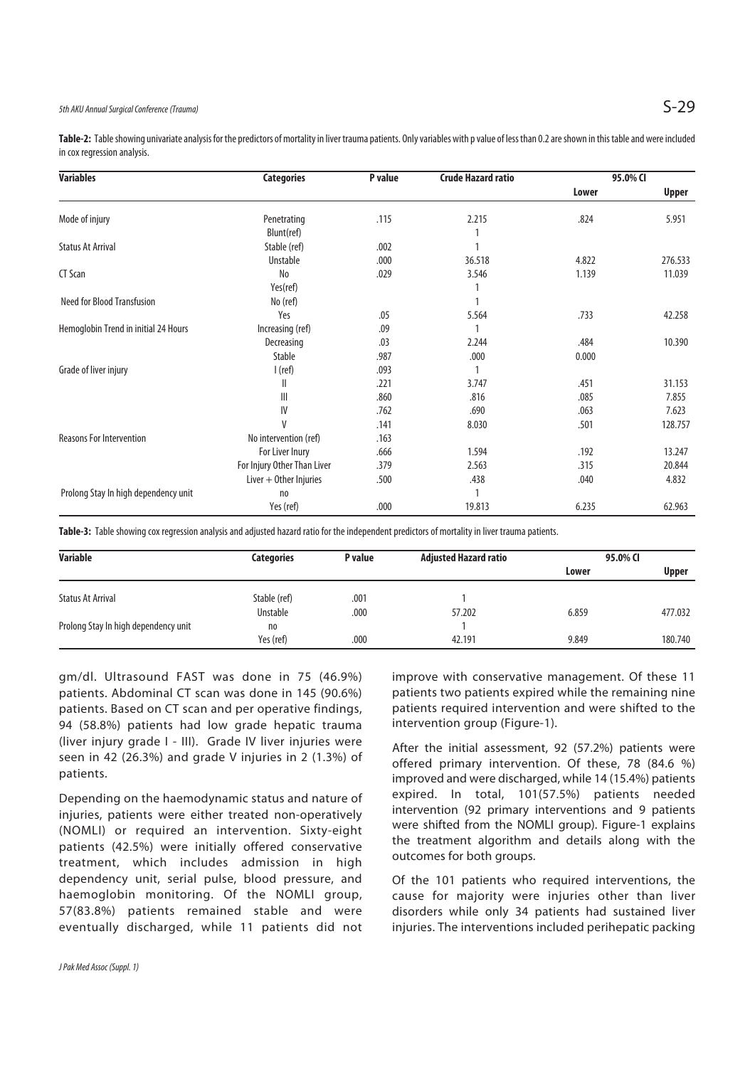**Table-2:** Table showing univariate analysis for the predictors of mortality in liver trauma patients. Only variables with p value of less than 0.2 are shown in this table and were included in cox regression analysis.

| Variables | Categories | P value | Crude Hazard ratio | 95.0% CI | |
|---|---|---|---|---|---|
| | | | | Lower | Upper |
| Mode of injury | Penetrating | .115 | 2.215 | .824 | 5.951 |
| | Blunt(ref) | | 1 | | |
| Status At Arrival | Stable (ref) | .002 | 1 | | |
| | Unstable | .000 | 36.518 | 4.822 | 276.533 |
| CT Scan | No | .029 | 3.546 | 1.139 | 11.039 |
| | Yes(ref) | | 1 | | |
| Need for Blood Transfusion | No (ref) | | 1 | | |
| | Yes | .05 | 5.564 | .733 | 42.258 |
| Hemoglobin Trend in initial 24 Hours | Increasing (ref) | .09 | 1 | | |
| | Decreasing | .03 | 2.244 | .484 | 10.390 |
| | Stable | .987 | .000 | 0.000 | |
| Grade of liver injury | I (ref) | .093 | 1 | | |
| | II | .221 | 3.747 | .451 | 31.153 |
| | III | .860 | .816 | .085 | 7.855 |
| | IV | .762 | .690 | .063 | 7.623 |
| | V | .141 | 8.030 | .501 | 128.757 |
| Reasons For Intervention | No intervention (ref) | .163 | | | |
| | For Liver Inury | .666 | 1.594 | .192 | 13.247 |
| | For Injury Other Than Liver | .379 | 2.563 | .315 | 20.844 |
| | Liver + Other Injuries | .500 | .438 | .040 | 4.832 |
| Prolong Stay In high dependency unit | no | | 1 | | |
| | Yes (ref) | .000 | 19.813 | 6.235 | 62.963 |

**Table-3:** Table showing cox regression analysis and adjusted hazard ratio for the independent predictors of mortality in liver trauma patients.

| Variable | Categories | P value | Adjusted Hazard ratio | 95.0% CI | |
|---|---|---|---|---|---|
| | | | | Lower | Upper |
| Status At Arrival | Stable (ref) | .001 | 1 | | |
| | Unstable | .000 | 57.202 | 6.859 | 477.032 |
| Prolong Stay In high dependency unit | no | | 1 | | |
| | Yes (ref) | .000 | 42.191 | 9.849 | 180.740 |

gm/dl. Ultrasound FAST was done in 75 (46.9%) patients. Abdominal CT scan was done in 145 (90.6%) patients. Based on CT scan and per operative findings, 94 (58.8%) patients had low grade hepatic trauma (liver injury grade I - III). Grade IV liver injuries were seen in 42 (26.3%) and grade V injuries in 2 (1.3%) of patients.

Depending on the haemodynamic status and nature of injuries, patients were either treated non-operatively (NOMLI) or required an intervention. Sixty-eight patients (42.5%) were initially offered conservative treatment, which includes admission in high dependency unit, serial pulse, blood pressure, and haemoglobin monitoring. Of the NOMLI group, 57(83.8%) patients remained stable and were eventually discharged, while 11 patients did not improve with conservative management. Of these 11 patients two patients expired while the remaining nine patients required intervention and were shifted to the intervention group (Figure-1).

After the initial assessment, 92 (57.2%) patients were offered primary intervention. Of these, 78 (84.6 %) improved and were discharged, while 14 (15.4%) patients expired. In total, 101(57.5%) patients needed intervention (92 primary interventions and 9 patients were shifted from the NOMLI group). Figure-1 explains the treatment algorithm and details along with the outcomes for both groups.

Of the 101 patients who required interventions, the cause for majority were injuries other than liver disorders while only 34 patients had sustained liver injuries. The interventions included perihepatic packing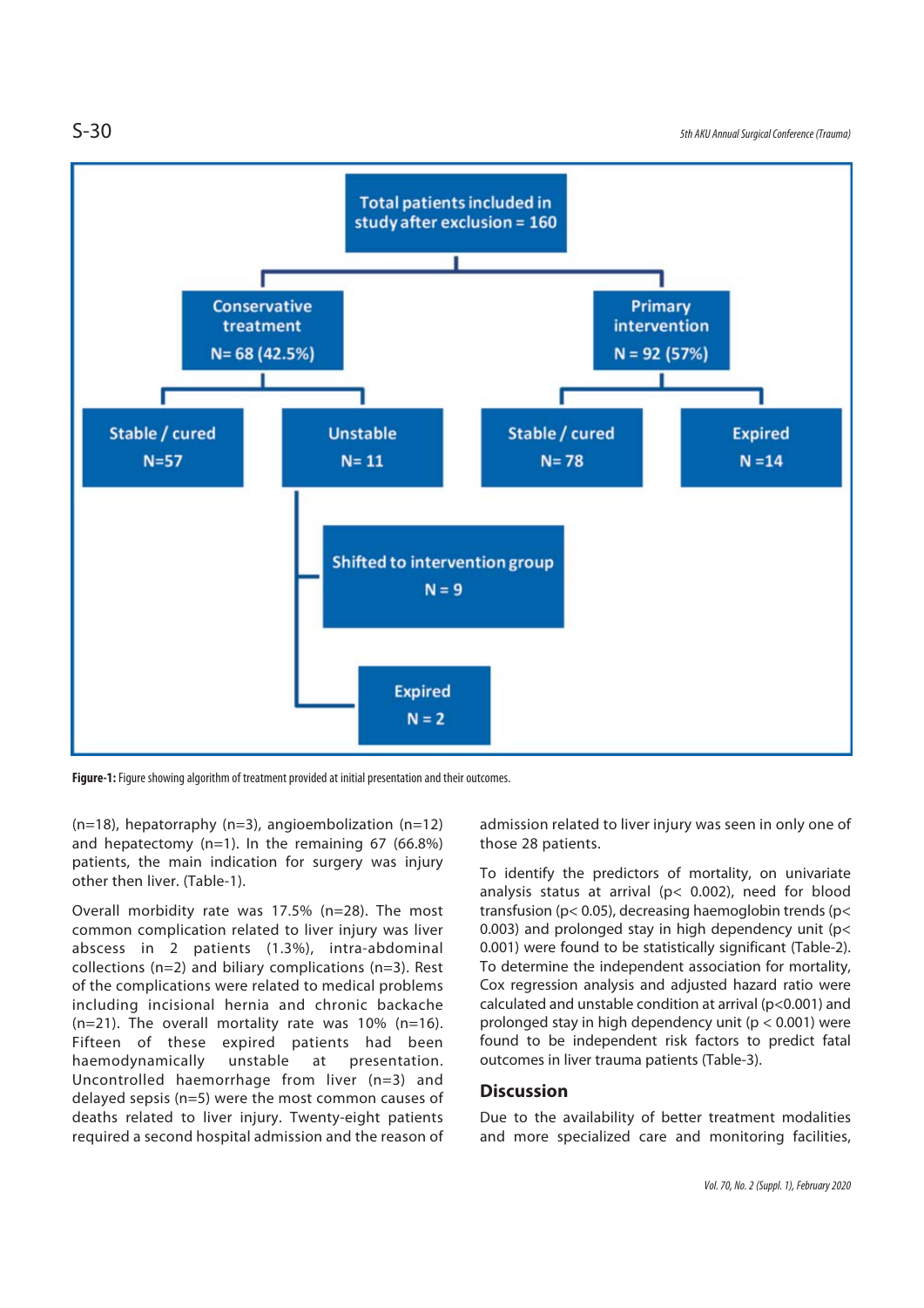Total patients included in study after exclusion = 160

- Conservative treatment N= 68 (42.5%)
  - Stable / cured N=57
  - Unstable N= 11
    - Shifted to intervention group N = 9
    - Expired N = 2
- Primary intervention N = 92 (57%)
  - Stable / cured N= 78
  - Expired N =14

**Figure-1:** Figure showing algorithm of treatment provided at initial presentation and their outcomes.

(n=18), hepatorraphy (n=3), angioembolization (n=12) and hepatectomy (n=1). In the remaining 67 (66.8%) patients, the main indication for surgery was injury other then liver. (Table-1).

Overall morbidity rate was 17.5% (n=28). The most common complication related to liver injury was liver abscess in 2 patients (1.3%), intra-abdominal collections (n=2) and biliary complications (n=3). Rest of the complications were related to medical problems including incisional hernia and chronic backache (n=21). The overall mortality rate was 10% (n=16). Fifteen of these expired patients had been haemodynamically unstable at presentation. Uncontrolled haemorrhage from liver (n=3) and delayed sepsis (n=5) were the most common causes of deaths related to liver injury. Twenty-eight patients required a second hospital admission and the reason of admission related to liver injury was seen in only one of those 28 patients.

To identify the predictors of mortality, on univariate analysis status at arrival ($p < 0.002$), need for blood transfusion ($p < 0.05$), decreasing haemoglobin trends ($p < 0.003$) and prolonged stay in high dependency unit ($p < 0.001$) were found to be statistically significant (Table-2). To determine the independent association for mortality, Cox regression analysis and adjusted hazard ratio were calculated and unstable condition at arrival ($p < 0.001$) and prolonged stay in high dependency unit ($p < 0.001$) were found to be independent risk factors to predict fatal outcomes in liver trauma patients (Table-3).

## Discussion

Due to the availability of better treatment modalities and more specialized care and monitoring facilities,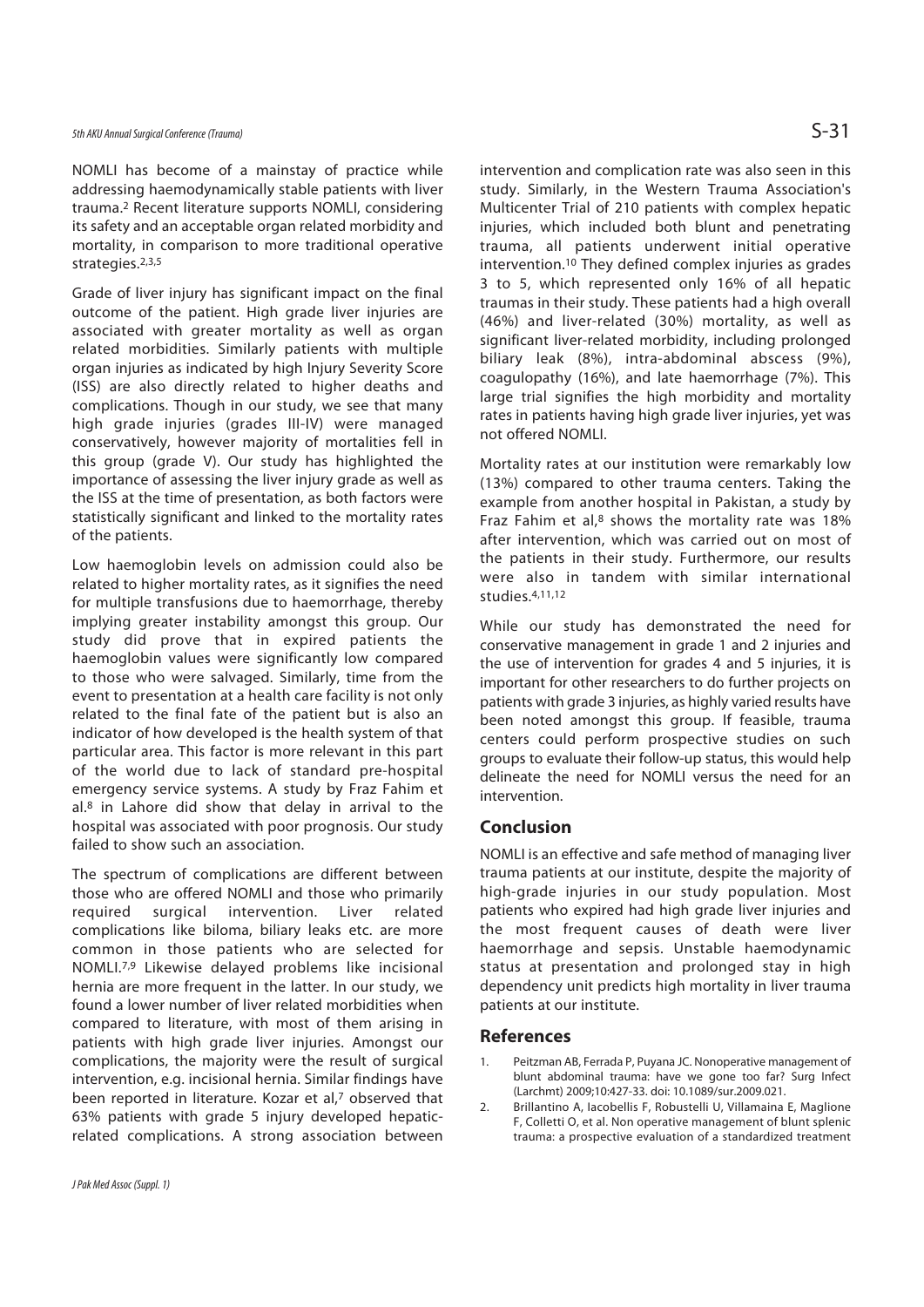NOMLI has become of a mainstay of practice while addressing haemodynamically stable patients with liver trauma.[2] Recent literature supports NOMLI, considering its safety and an acceptable organ related morbidity and mortality, in comparison to more traditional operative strategies.[2,3,5]

Grade of liver injury has significant impact on the final outcome of the patient. High grade liver injuries are associated with greater mortality as well as organ related morbidities. Similarly patients with multiple organ injuries as indicated by high Injury Severity Score (ISS) are also directly related to higher deaths and complications. Though in our study, we see that many high grade injuries (grades III-IV) were managed conservatively, however majority of mortalities fell in this group (grade V). Our study has highlighted the importance of assessing the liver injury grade as well as the ISS at the time of presentation, as both factors were statistically significant and linked to the mortality rates of the patients.

Low haemoglobin levels on admission could also be related to higher mortality rates, as it signifies the need for multiple transfusions due to haemorrhage, thereby implying greater instability amongst this group. Our study did prove that in expired patients the haemoglobin values were significantly low compared to those who were salvaged. Similarly, time from the event to presentation at a health care facility is not only related to the final fate of the patient but is also an indicator of how developed is the health system of that particular area. This factor is more relevant in this part of the world due to lack of standard pre-hospital emergency service systems. A study by Fraz Fahim et al.[8] in Lahore did show that delay in arrival to the hospital was associated with poor prognosis. Our study failed to show such an association.

The spectrum of complications are different between those who are offered NOMLI and those who primarily required surgical intervention. Liver related complications like biloma, biliary leaks etc. are more common in those patients who are selected for NOMLI.[7,9] Likewise delayed problems like incisional hernia are more frequent in the latter. In our study, we found a lower number of liver related morbidities when compared to literature, with most of them arising in patients with high grade liver injuries. Amongst our complications, the majority were the result of surgical intervention, e.g. incisional hernia. Similar findings have been reported in literature. Kozar et al,[7] observed that 63% patients with grade 5 injury developed hepatic-related complications. A strong association between intervention and complication rate was also seen in this study. Similarly, in the Western Trauma Association's Multicenter Trial of 210 patients with complex hepatic injuries, which included both blunt and penetrating trauma, all patients underwent initial operative intervention.[10] They defined complex injuries as grades 3 to 5, which represented only 16% of all hepatic traumas in their study. These patients had a high overall (46%) and liver-related (30%) mortality, as well as significant liver-related morbidity, including prolonged biliary leak (8%), intra-abdominal abscess (9%), coagulopathy (16%), and late haemorrhage (7%). This large trial signifies the high morbidity and mortality rates in patients having high grade liver injuries, yet was not offered NOMLI.

Mortality rates at our institution were remarkably low (13%) compared to other trauma centers. Taking the example from another hospital in Pakistan, a study by Fraz Fahim et al,[8] shows the mortality rate was 18% after intervention, which was carried out on most of the patients in their study. Furthermore, our results were also in tandem with similar international studies.[4,11,12]

While our study has demonstrated the need for conservative management in grade 1 and 2 injuries and the use of intervention for grades 4 and 5 injuries, it is important for other researchers to do further projects on patients with grade 3 injuries, as highly varied results have been noted amongst this group. If feasible, trauma centers could perform prospective studies on such groups to evaluate their follow-up status, this would help delineate the need for NOMLI versus the need for an intervention.

## Conclusion

NOMLI is an effective and safe method of managing liver trauma patients at our institute, despite the majority of high-grade injuries in our study population. Most patients who expired had high grade liver injuries and the most frequent causes of death were liver haemorrhage and sepsis. Unstable haemodynamic status at presentation and prolonged stay in high dependency unit predicts high mortality in liver trauma patients at our institute.

## References

1. Peitzman AB, Ferrada P, Puyana JC. Nonoperative management of blunt abdominal trauma: have we gone too far? Surg Infect (Larchmt) 2009;10:427-33. doi: 10.1089/sur.2009.021.
2. Brillantino A, Iacobellis F, Robustelli U, Villamaina E, Maglione F, Colletti O, et al. Non operative management of blunt splenic trauma: a prospective evaluation of a standardized treatment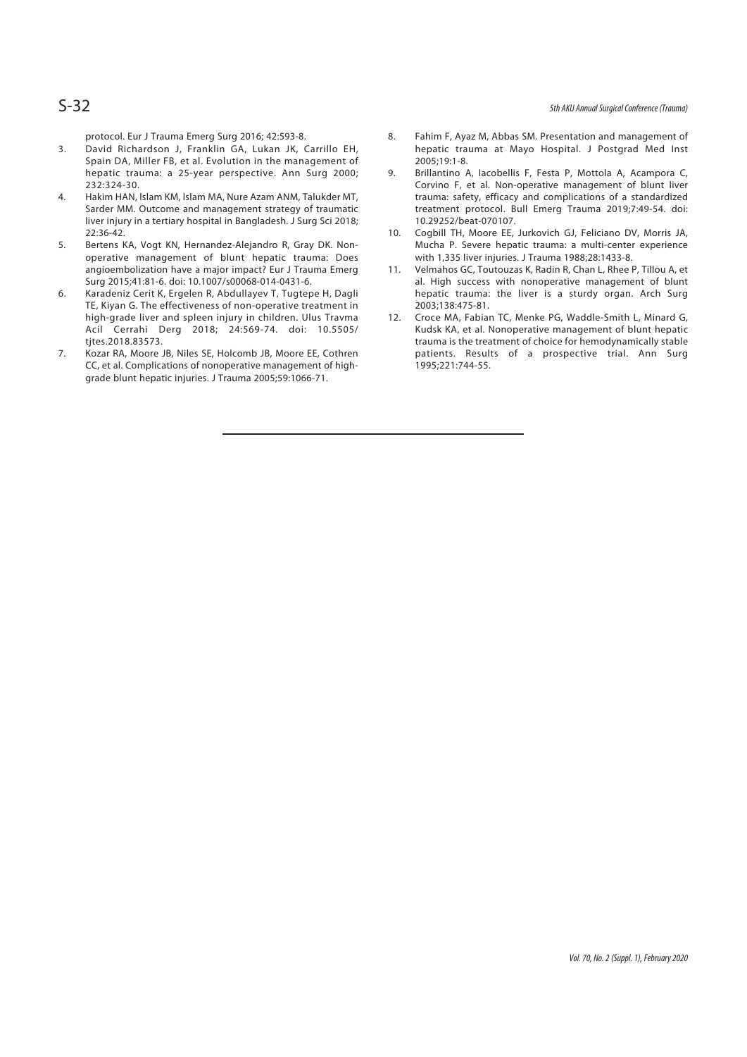protocol. Eur J Trauma Emerg Surg 2016; 42:593-8.

3. David Richardson J, Franklin GA, Lukan JK, Carrillo EH, Spain DA, Miller FB, et al. Evolution in the management of hepatic trauma: a 25-year perspective. Ann Surg 2000; 232:324-30.
4. Hakim HAN, Islam KM, Islam MA, Nure Azam ANM, Talukder MT, Sarder MM. Outcome and management strategy of traumatic liver injury in a tertiary hospital in Bangladesh. J Surg Sci 2018; 22:36-42.
5. Bertens KA, Vogt KN, Hernandez-Alejandro R, Gray DK. Non-operative management of blunt hepatic trauma: Does angioembolization have a major impact? Eur J Trauma Emerg Surg 2015;41:81-6. doi: 10.1007/s00068-014-0431-6.
6. Karadeniz Cerit K, Ergelen R, Abdullayev T, Tugtepe H, Dagli TE, Kiyan G. The effectiveness of non-operative treatment in high-grade liver and spleen injury in children. Ulus Travma Acil Cerrahi Derg 2018; 24:569-74. doi: 10.5505/tjtes.2018.83573.
7. Kozar RA, Moore JB, Niles SE, Holcomb JB, Moore EE, Cothren CC, et al. Complications of nonoperative management of high-grade blunt hepatic injuries. J Trauma 2005;59:1066-71.
8. Fahim F, Ayaz M, Abbas SM. Presentation and management of hepatic trauma at Mayo Hospital. J Postgrad Med Inst 2005;19:1-8.
9. Brillantino A, Iacobellis F, Festa P, Mottola A, Acampora C, Corvino F, et al. Non-operative management of blunt liver trauma: safety, efficacy and complications of a standardized treatment protocol. Bull Emerg Trauma 2019;7:49-54. doi: 10.29252/beat-070107.
10. Cogbill TH, Moore EE, Jurkovich GJ, Feliciano DV, Morris JA, Mucha P. Severe hepatic trauma: a multi-center experience with 1,335 liver injuries. J Trauma 1988;28:1433-8.
11. Velmahos GC, Toutouzas K, Radin R, Chan L, Rhee P, Tillou A, et al. High success with nonoperative management of blunt hepatic trauma: the liver is a sturdy organ. Arch Surg 2003;138:475-81.
12. Croce MA, Fabian TC, Menke PG, Waddle-Smith L, Minard G, Kudsk KA, et al. Nonoperative management of blunt hepatic trauma is the treatment of choice for hemodynamically stable patients. Results of a prospective trial. Ann Surg 1995;221:744-55.